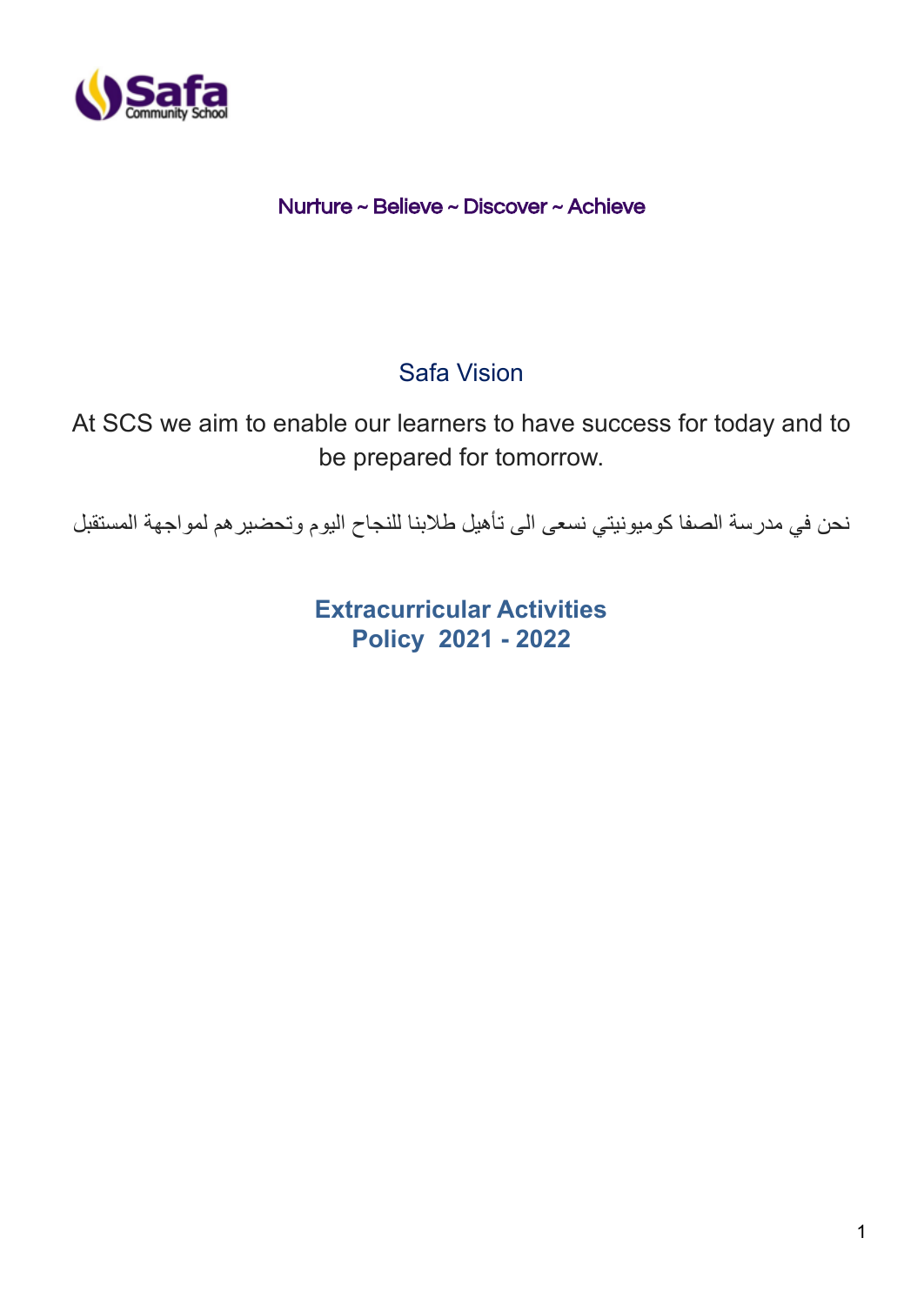Safa Community School

Nurture ~ Believe ~ Discover ~ Achieve

## Safa Vision

At SCS we aim to enable our learners to have success for today and to be prepared for tomorrow.

نحن في مدرسة الصفا كوميونيتي نسعى الى تأهيل طلابنا للنجاح اليوم وتحضيرهم لمواجهة المستقبل

# Extracurricular Activities Policy 2021 - 2022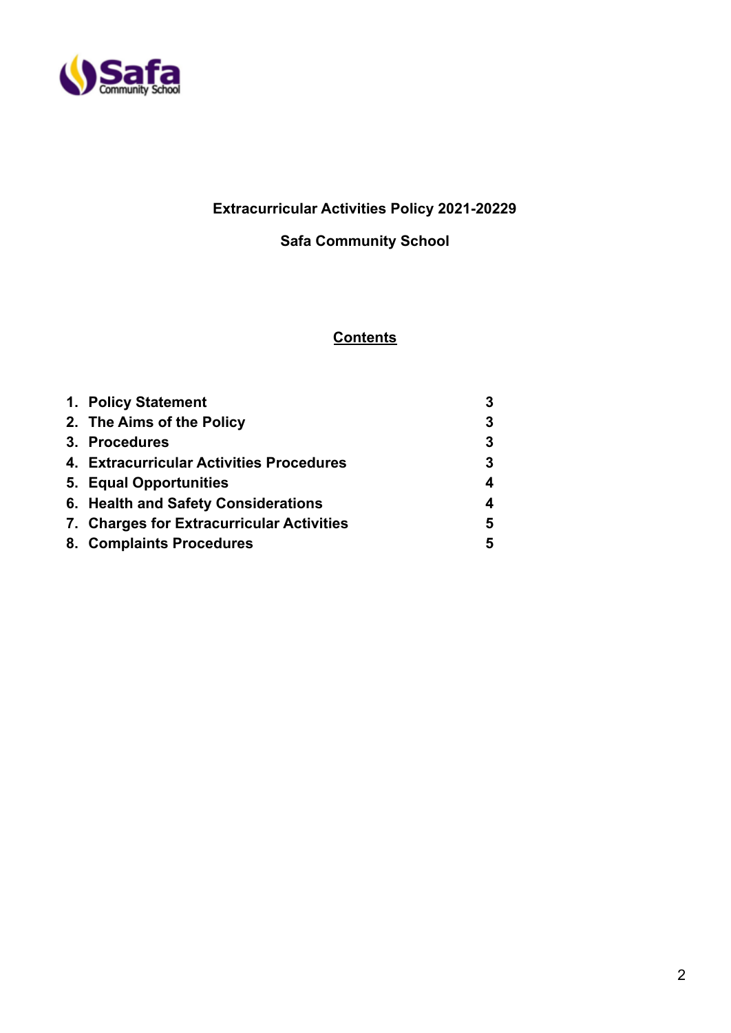**Extracurricular Activities Policy 2021-20229**

**Safa Community School**

## Contents

| | |
|---|---|
| **1. Policy Statement** | **3** |
| **2. The Aims of the Policy** | **3** |
| **3. Procedures** | **3** |
| **4. Extracurricular Activities Procedures** | **3** |
| **5. Equal Opportunities** | **4** |
| **6. Health and Safety Considerations** | **4** |
| **7. Charges for Extracurricular Activities** | **5** |
| **8. Complaints Procedures** | **5** |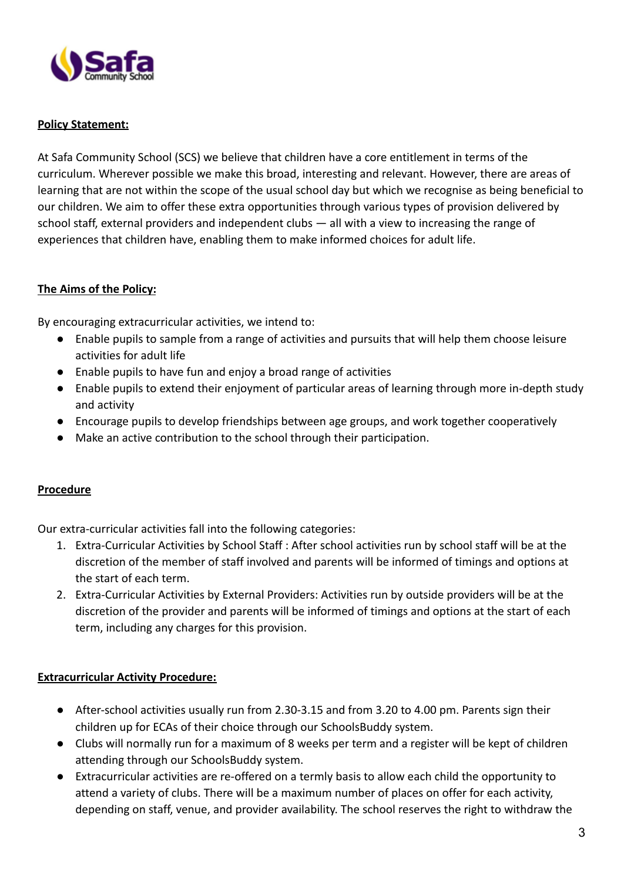**Policy Statement:**

At Safa Community School (SCS) we believe that children have a core entitlement in terms of the curriculum. Wherever possible we make this broad, interesting and relevant. However, there are areas of learning that are not within the scope of the usual school day but which we recognise as being beneficial to our children. We aim to offer these extra opportunities through various types of provision delivered by school staff, external providers and independent clubs — all with a view to increasing the range of experiences that children have, enabling them to make informed choices for adult life.

**The Aims of the Policy:**

By encouraging extracurricular activities, we intend to:

- Enable pupils to sample from a range of activities and pursuits that will help them choose leisure activities for adult life
- Enable pupils to have fun and enjoy a broad range of activities
- Enable pupils to extend their enjoyment of particular areas of learning through more in-depth study and activity
- Encourage pupils to develop friendships between age groups, and work together cooperatively
- Make an active contribution to the school through their participation.

**Procedure**

Our extra-curricular activities fall into the following categories:

1. Extra-Curricular Activities by School Staff : After school activities run by school staff will be at the discretion of the member of staff involved and parents will be informed of timings and options at the start of each term.
2. Extra-Curricular Activities by External Providers: Activities run by outside providers will be at the discretion of the provider and parents will be informed of timings and options at the start of each term, including any charges for this provision.

**Extracurricular Activity Procedure:**

- After-school activities usually run from 2.30-3.15 and from 3.20 to 4.00 pm. Parents sign their children up for ECAs of their choice through our SchoolsBuddy system.
- Clubs will normally run for a maximum of 8 weeks per term and a register will be kept of children attending through our SchoolsBuddy system.
- Extracurricular activities are re-offered on a termly basis to allow each child the opportunity to attend a variety of clubs. There will be a maximum number of places on offer for each activity, depending on staff, venue, and provider availability. The school reserves the right to withdraw the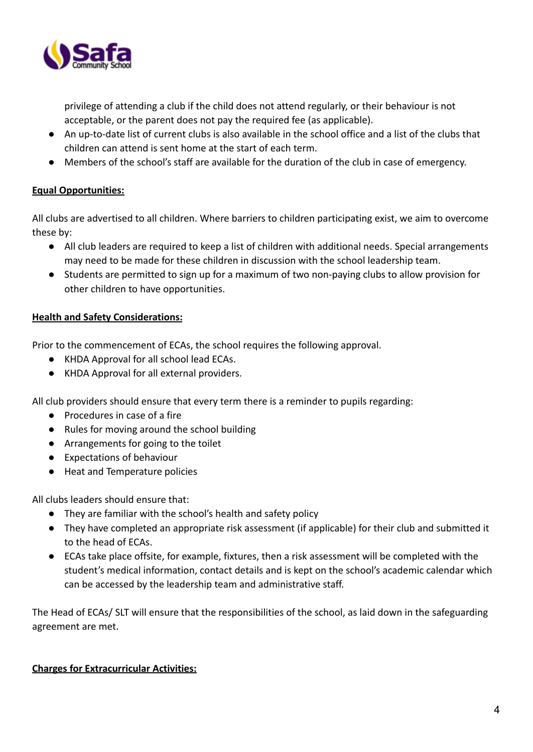privilege of attending a club if the child does not attend regularly, or their behaviour is not acceptable, or the parent does not pay the required fee (as applicable).
- An up-to-date list of current clubs is also available in the school office and a list of the clubs that children can attend is sent home at the start of each term.
- Members of the school's staff are available for the duration of the club in case of emergency.

**Equal Opportunities:**

All clubs are advertised to all children. Where barriers to children participating exist, we aim to overcome these by:

- All club leaders are required to keep a list of children with additional needs. Special arrangements may need to be made for these children in discussion with the school leadership team.
- Students are permitted to sign up for a maximum of two non-paying clubs to allow provision for other children to have opportunities.

**Health and Safety Considerations:**

Prior to the commencement of ECAs, the school requires the following approval.

- KHDA Approval for all school lead ECAs.
- KHDA Approval for all external providers.

All club providers should ensure that every term there is a reminder to pupils regarding:

- Procedures in case of a fire
- Rules for moving around the school building
- Arrangements for going to the toilet
- Expectations of behaviour
- Heat and Temperature policies

All clubs leaders should ensure that:

- They are familiar with the school's health and safety policy
- They have completed an appropriate risk assessment (if applicable) for their club and submitted it to the head of ECAs.
- ECAs take place offsite, for example, fixtures, then a risk assessment will be completed with the student's medical information, contact details and is kept on the school's academic calendar which can be accessed by the leadership team and administrative staff.

The Head of ECAs/ SLT will ensure that the responsibilities of the school, as laid down in the safeguarding agreement are met.

**Charges for Extracurricular Activities:**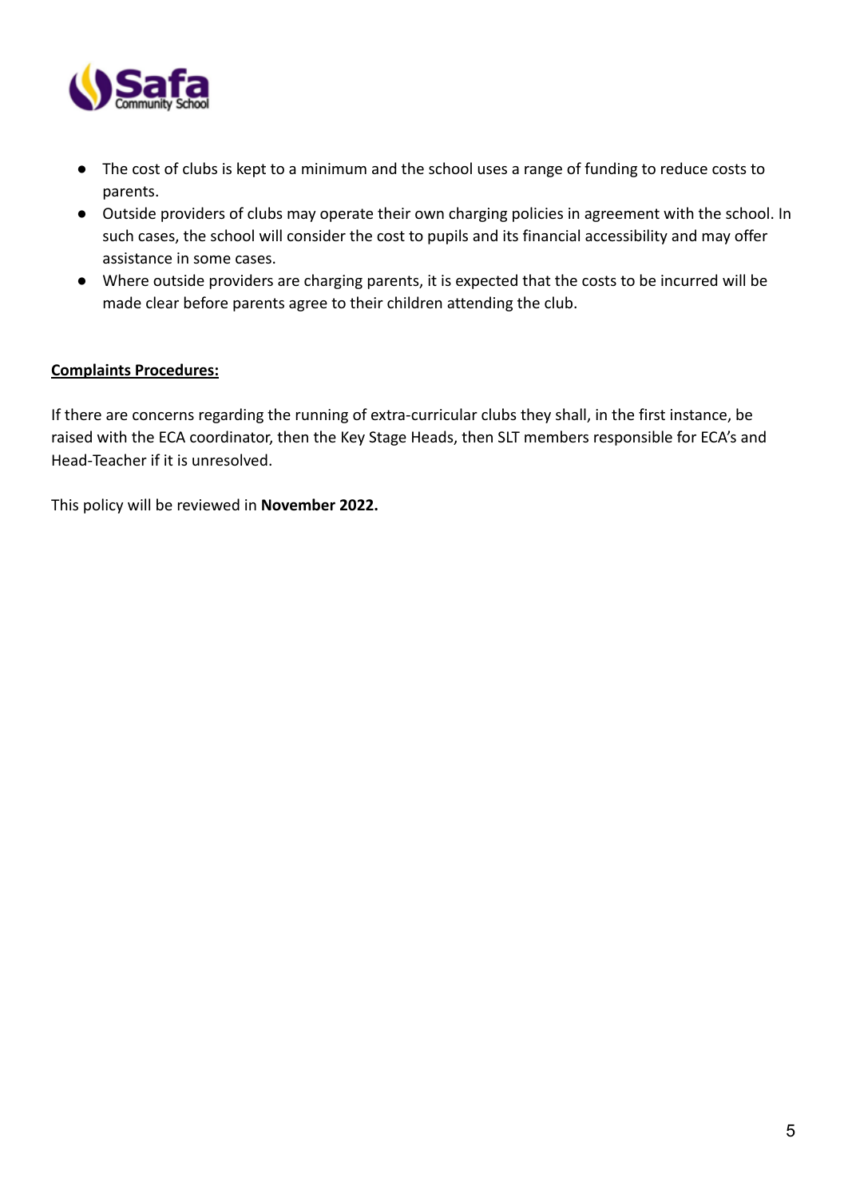- The cost of clubs is kept to a minimum and the school uses a range of funding to reduce costs to parents.
- Outside providers of clubs may operate their own charging policies in agreement with the school. In such cases, the school will consider the cost to pupils and its financial accessibility and may offer assistance in some cases.
- Where outside providers are charging parents, it is expected that the costs to be incurred will be made clear before parents agree to their children attending the club.

**Complaints Procedures:**

If there are concerns regarding the running of extra-curricular clubs they shall, in the first instance, be raised with the ECA coordinator, then the Key Stage Heads, then SLT members responsible for ECA's and Head-Teacher if it is unresolved.

This policy will be reviewed in **November 2022.**